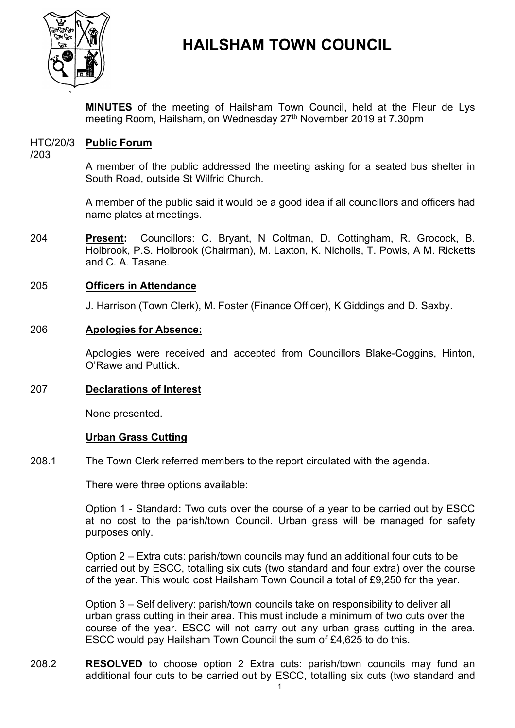# HAILSHAM TOWN COUNCIL

**MINUTES** of the meeting of Hailsham Town Council, held at the Fleur de Lys meeting Room, Hailsham, on Wednesday 27th November 2019 at 7.30pm

HTC/20/3/203 **Public Forum**

A member of the public addressed the meeting asking for a seated bus shelter in South Road, outside St Wilfrid Church.

A member of the public said it would be a good idea if all councillors and officers had name plates at meetings.

204 **Present:** Councillors: C. Bryant, N Coltman, D. Cottingham, R. Grocock, B. Holbrook, P.S. Holbrook (Chairman), M. Laxton, K. Nicholls, T. Powis, A M. Ricketts and C. A. Tasane.

205 **Officers in Attendance**

J. Harrison (Town Clerk), M. Foster (Finance Officer), K Giddings and D. Saxby.

206 **Apologies for Absence:**

Apologies were received and accepted from Councillors Blake-Coggins, Hinton, O'Rawe and Puttick.

207 **Declarations of Interest**

None presented.

**Urban Grass Cutting**

208.1 The Town Clerk referred members to the report circulated with the agenda.

There were three options available:

Option 1 - Standard**:** Two cuts over the course of a year to be carried out by ESCC at no cost to the parish/town Council. Urban grass will be managed for safety purposes only.

Option 2 – Extra cuts: parish/town councils may fund an additional four cuts to be carried out by ESCC, totalling six cuts (two standard and four extra) over the course of the year. This would cost Hailsham Town Council a total of £9,250 for the year.

Option 3 – Self delivery: parish/town councils take on responsibility to deliver all urban grass cutting in their area. This must include a minimum of two cuts over the course of the year. ESCC will not carry out any urban grass cutting in the area. ESCC would pay Hailsham Town Council the sum of £4,625 to do this.

208.2 **RESOLVED** to choose option 2 Extra cuts: parish/town councils may fund an additional four cuts to be carried out by ESCC, totalling six cuts (two standard and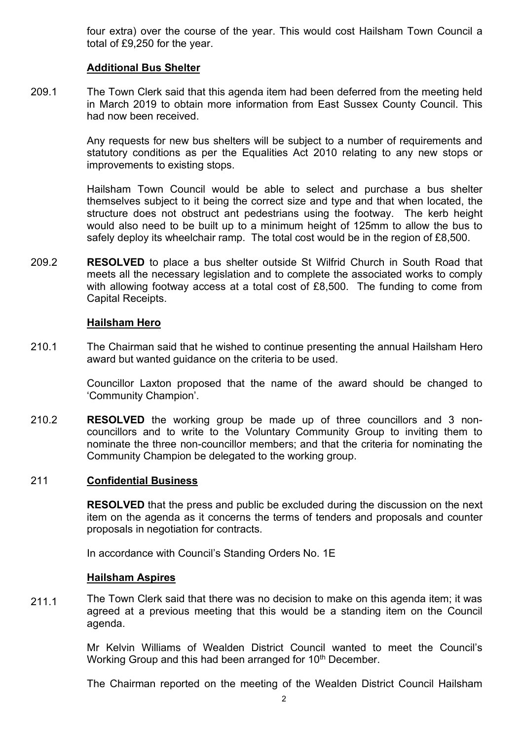four extra) over the course of the year. This would cost Hailsham Town Council a total of £9,250 for the year.

**Additional Bus Shelter**

209.1 The Town Clerk said that this agenda item had been deferred from the meeting held in March 2019 to obtain more information from East Sussex County Council. This had now been received.

Any requests for new bus shelters will be subject to a number of requirements and statutory conditions as per the Equalities Act 2010 relating to any new stops or improvements to existing stops.

Hailsham Town Council would be able to select and purchase a bus shelter themselves subject to it being the correct size and type and that when located, the structure does not obstruct ant pedestrians using the footway. The kerb height would also need to be built up to a minimum height of 125mm to allow the bus to safely deploy its wheelchair ramp. The total cost would be in the region of £8,500.

209.2 **RESOLVED** to place a bus shelter outside St Wilfrid Church in South Road that meets all the necessary legislation and to complete the associated works to comply with allowing footway access at a total cost of £8,500. The funding to come from Capital Receipts.

**Hailsham Hero**

210.1 The Chairman said that he wished to continue presenting the annual Hailsham Hero award but wanted guidance on the criteria to be used.

Councillor Laxton proposed that the name of the award should be changed to 'Community Champion'.

210.2 **RESOLVED** the working group be made up of three councillors and 3 non-councillors and to write to the Voluntary Community Group to inviting them to nominate the three non-councillor members; and that the criteria for nominating the Community Champion be delegated to the working group.

211 **Confidential Business**

**RESOLVED** that the press and public be excluded during the discussion on the next item on the agenda as it concerns the terms of tenders and proposals and counter proposals in negotiation for contracts.

In accordance with Council's Standing Orders No. 1E

**Hailsham Aspires**

211.1 The Town Clerk said that there was no decision to make on this agenda item; it was agreed at a previous meeting that this would be a standing item on the Council agenda.

Mr Kelvin Williams of Wealden District Council wanted to meet the Council's Working Group and this had been arranged for 10th December.

The Chairman reported on the meeting of the Wealden District Council Hailsham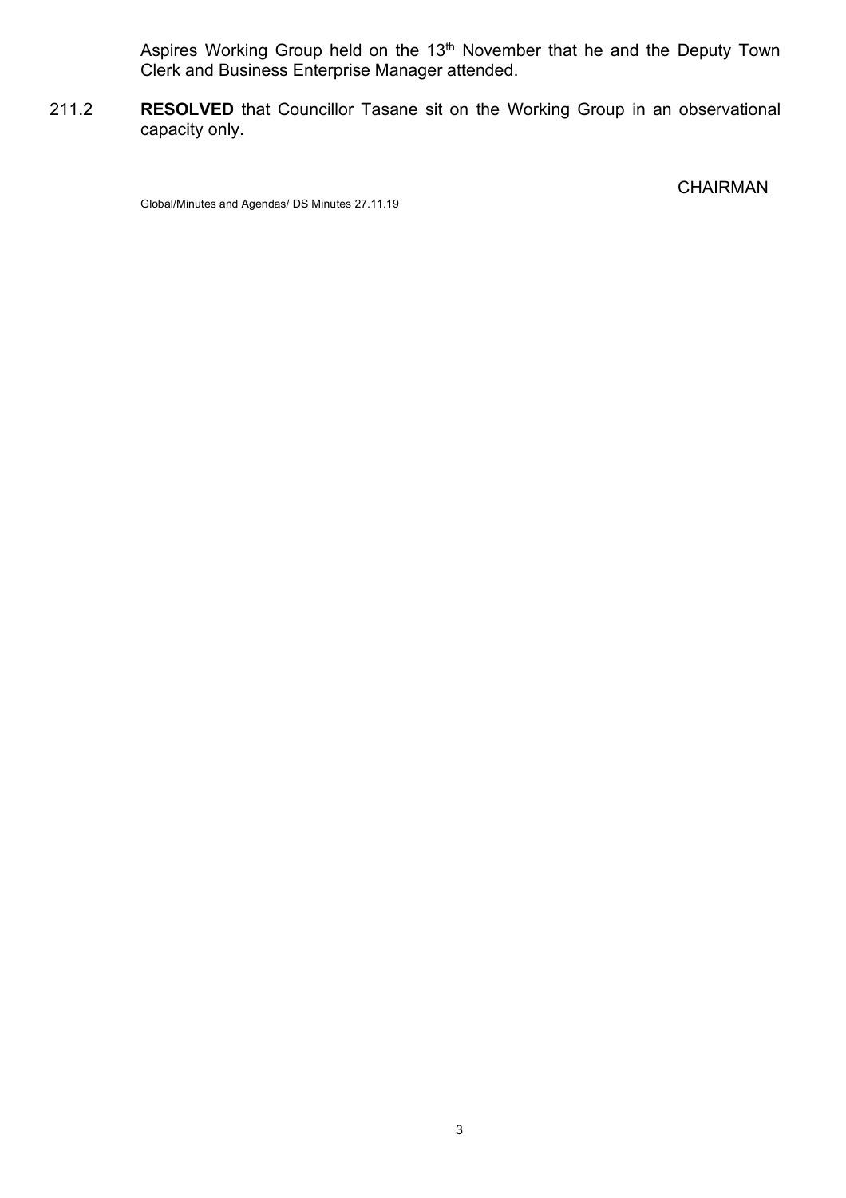Aspires Working Group held on the 13th November that he and the Deputy Town Clerk and Business Enterprise Manager attended.

211.2 **RESOLVED** that Councillor Tasane sit on the Working Group in an observational capacity only.

CHAIRMAN

Global/Minutes and Agendas/ DS Minutes 27.11.19